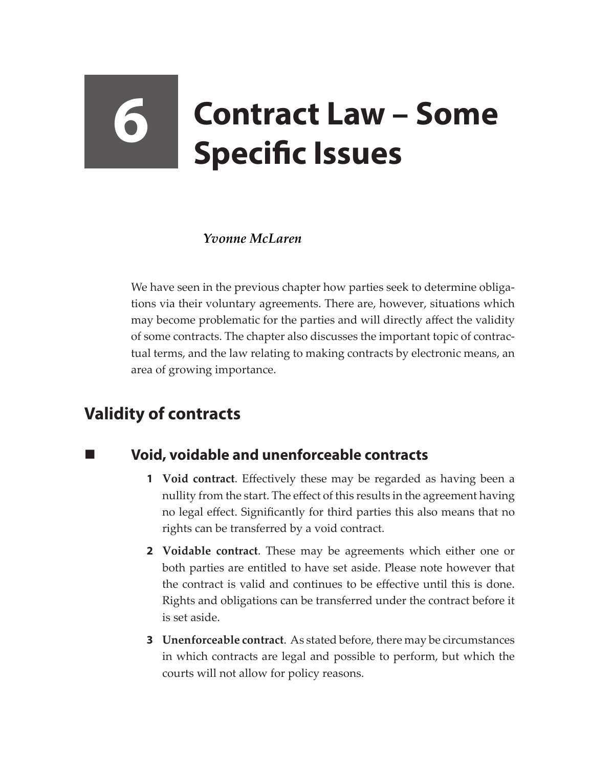# 6 Contract Law – Some Specific Issues

*Yvonne McLaren*

We have seen in the previous chapter how parties seek to determine obligations via their voluntary agreements. There are, however, situations which may become problematic for the parties and will directly affect the validity of some contracts. The chapter also discusses the important topic of contractual terms, and the law relating to making contracts by electronic means, an area of growing importance.

## Validity of contracts

### Void, voidable and unenforceable contracts

1. **Void contract**. Effectively these may be regarded as having been a nullity from the start. The effect of this results in the agreement having no legal effect. Significantly for third parties this also means that no rights can be transferred by a void contract.
2. **Voidable contract**. These may be agreements which either one or both parties are entitled to have set aside. Please note however that the contract is valid and continues to be effective until this is done. Rights and obligations can be transferred under the contract before it is set aside.
3. **Unenforceable contract**. As stated before, there may be circumstances in which contracts are legal and possible to perform, but which the courts will not allow for policy reasons.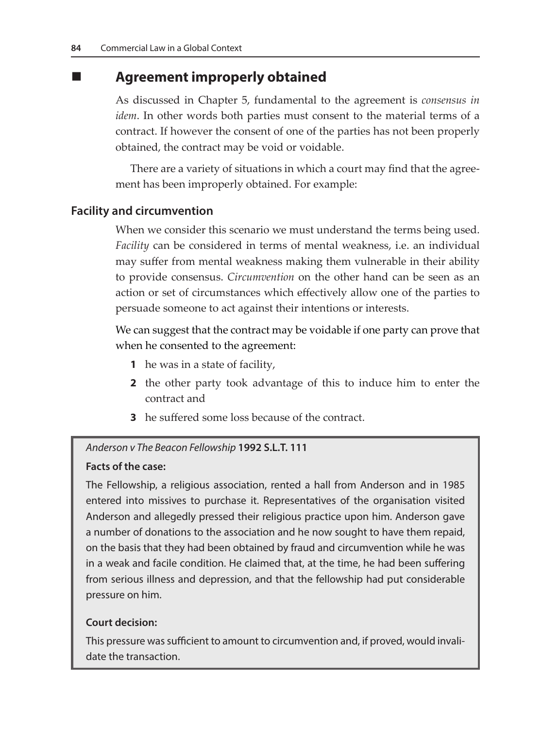## Agreement improperly obtained

As discussed in Chapter 5, fundamental to the agreement is *consensus in idem*. In other words both parties must consent to the material terms of a contract. If however the consent of one of the parties has not been properly obtained, the contract may be void or voidable.

There are a variety of situations in which a court may find that the agreement has been improperly obtained. For example:

### Facility and circumvention

When we consider this scenario we must understand the terms being used. *Facility* can be considered in terms of mental weakness, i.e. an individual may suffer from mental weakness making them vulnerable in their ability to provide consensus. *Circumvention* on the other hand can be seen as an action or set of circumstances which effectively allow one of the parties to persuade someone to act against their intentions or interests.

We can suggest that the contract may be voidable if one party can prove that when he consented to the agreement:

1. he was in a state of facility,
2. the other party took advantage of this to induce him to enter the contract and
3. he suffered some loss because of the contract.

> *Anderson v The Beacon Fellowship* **1992 S.L.T. 111**
>
> **Facts of the case:**
>
> The Fellowship, a religious association, rented a hall from Anderson and in 1985 entered into missives to purchase it. Representatives of the organisation visited Anderson and allegedly pressed their religious practice upon him. Anderson gave a number of donations to the association and he now sought to have them repaid, on the basis that they had been obtained by fraud and circumvention while he was in a weak and facile condition. He claimed that, at the time, he had been suffering from serious illness and depression, and that the fellowship had put considerable pressure on him.
>
> **Court decision:**
>
> This pressure was sufficient to amount to circumvention and, if proved, would invalidate the transaction.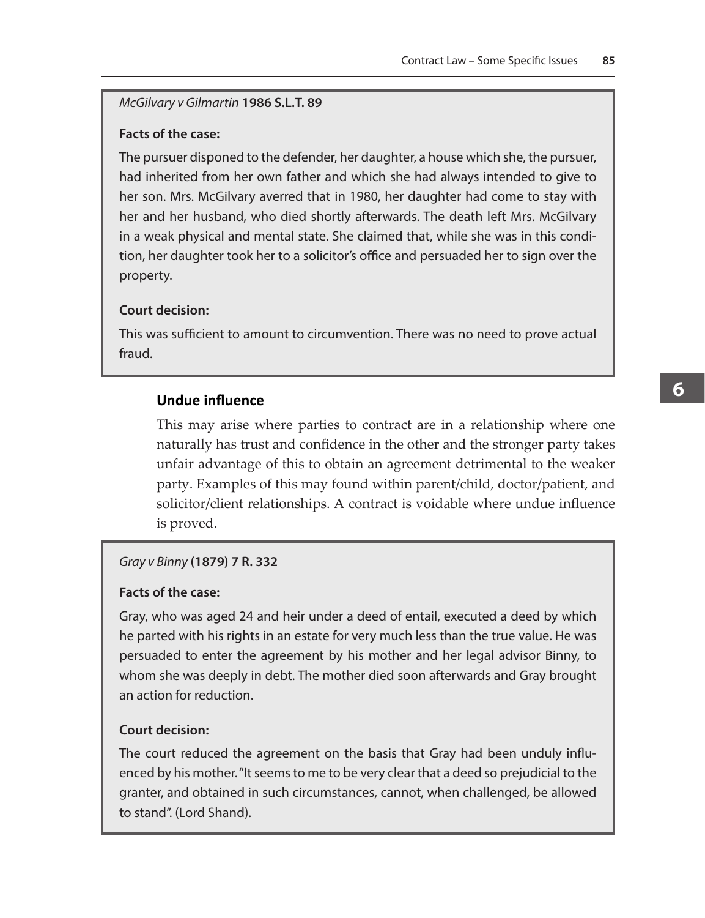*McGilvary v Gilmartin* **1986 S.L.T. 89**

**Facts of the case:**

The pursuer disponed to the defender, her daughter, a house which she, the pursuer, had inherited from her own father and which she had always intended to give to her son. Mrs. McGilvary averred that in 1980, her daughter had come to stay with her and her husband, who died shortly afterwards. The death left Mrs. McGilvary in a weak physical and mental state. She claimed that, while she was in this condition, her daughter took her to a solicitor's office and persuaded her to sign over the property.

**Court decision:**

This was sufficient to amount to circumvention. There was no need to prove actual fraud.

### Undue influence

This may arise where parties to contract are in a relationship where one naturally has trust and confidence in the other and the stronger party takes unfair advantage of this to obtain an agreement detrimental to the weaker party. Examples of this may found within parent/child, doctor/patient, and solicitor/client relationships. A contract is voidable where undue influence is proved.

*Gray v Binny* **(1879) 7 R. 332**

**Facts of the case:**

Gray, who was aged 24 and heir under a deed of entail, executed a deed by which he parted with his rights in an estate for very much less than the true value. He was persuaded to enter the agreement by his mother and her legal advisor Binny, to whom she was deeply in debt. The mother died soon afterwards and Gray brought an action for reduction.

**Court decision:**

The court reduced the agreement on the basis that Gray had been unduly influenced by his mother. "It seems to me to be very clear that a deed so prejudicial to the granter, and obtained in such circumstances, cannot, when challenged, be allowed to stand". (Lord Shand).